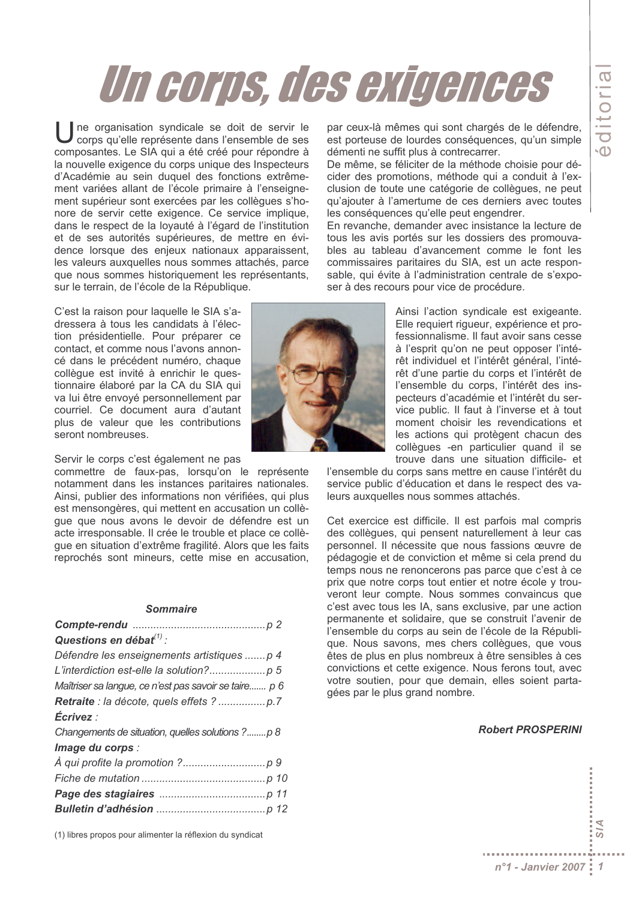# Un corps, des exigences

Une organisation syndicale se doit de servir le corps qu'elle représente dans l'ensemble de ses composantes. Le SIA qui a été créé pour répondre à la nouvelle exigence du corps unique des Inspecteurs d'Académie au sein duquel des fonctions extrêmement variées allant de l'école primaire à l'enseignement supérieur sont exercées par les collègues s'honore de servir cette exigence. Ce service implique, dans le respect de la loyauté à l'égard de l'institution et de ses autorités supérieures, de mettre en évidence lorsque des enjeux nationaux apparaissent, les valeurs auxquelles nous sommes attachés, parce que nous sommes historiquement les représentants, sur le terrain, de l'école de la République.

C'est la raison pour laquelle le SIA s'adressera à tous les candidats à l'élection présidentielle. Pour préparer ce contact, et comme nous l'avons annoncé dans le précédent numéro, chaque collègue est invité à enrichir le questionnaire élaboré par la CA du SIA qui va lui être envoyé personnellement par courriel. Ce document aura d'autant plus de valeur que les contributions seront nombreuses.

Servir le corps c'est également ne pas commettre de faux-pas, lorsqu'on le représente notamment dans les instances paritaires nationales. Ainsi, publier des informations non vérifiées, qui plus est mensongères, qui mettent en accusation un collègue que nous avons le devoir de défendre est un acte irresponsable. Il crée le trouble et place ce collègue en situation d'extrême fragilité. Alors que les faits reprochés sont mineurs, cette mise en accusation, par ceux-là mêmes qui sont chargés de le défendre, est porteuse de lourdes conséquences, qu'un simple démenti ne suffit plus à contrecarrer.

De même, se féliciter de la méthode choisie pour décider des promotions, méthode qui a conduit à l'exclusion de toute une catégorie de collègues, ne peut qu'ajouter à l'amertume de ces derniers avec toutes les conséquences qu'elle peut engendrer.

En revanche, demander avec insistance la lecture de tous les avis portés sur les dossiers des promouvables au tableau d'avancement comme le font les commissaires paritaires du SIA, est un acte responsable, qui évite à l'administration centrale de s'exposer à des recours pour vice de procédure.

Ainsi l'action syndicale est exigeante. Elle requiert rigueur, expérience et professionnalisme. Il faut avoir sans cesse à l'esprit qu'on ne peut opposer l'intérêt individuel et l'intérêt général, l'intérêt d'une partie du corps et l'intérêt de l'ensemble du corps, l'intérêt des inspecteurs d'académie et l'intérêt du service public. Il faut à l'inverse et à tout moment choisir les revendications et les actions qui protègent chacun des collègues -en particulier quand il se trouve dans une situation difficile- et l'ensemble du corps sans mettre en cause l'intérêt du service public d'éducation et dans le respect des valeurs auxquelles nous sommes attachés.

Cet exercice est difficile. Il est parfois mal compris des collègues, qui pensent naturellement à leur cas personnel. Il nécessite que nous fassions œuvre de pédagogie et de conviction et même si cela prend du temps nous ne renoncerons pas parce que c'est à ce prix que notre corps tout entier et notre école y trouveront leur compte. Nous sommes convaincus que c'est avec tous les IA, sans exclusive, par une action permanente et solidaire, que se construit l'avenir de l'ensemble du corps au sein de l'école de la République. Nous savons, mes chers collègues, que vous êtes de plus en plus nombreux à être sensibles à ces convictions et cette exigence. Nous ferons tout, avec votre soutien, pour que demain, elles soient partagées par le plus grand nombre.

***Robert PROSPERINI***

### *Sommaire*

***Compte-rendu*** ............................................ *p 2*

***Questions en débat***[(1)] *:*

*Défendre les enseignements artistiques* ....... *p 4*

*L'interdiction est-elle la solution?*................... *p 5*

*Maîtriser sa langue, ce n'est pas savoir se taire*....... *p 6*

***Retraite*** *: la décote, quels effets ?* ................ *p.7*

***Écrivez*** *:*

*Changements de situation, quelles solutions ?*........ *p 8*

***Image du corps*** *:*

*À qui profite la promotion ?*............................ *p 9*

*Fiche de mutation* .......................................... *p 10*

***Page des stagiaires*** .................................... *p 11*

***Bulletin d'adhésion*** ..................................... *p 12*

(1) libres propos pour alimenter la réflexion du syndicat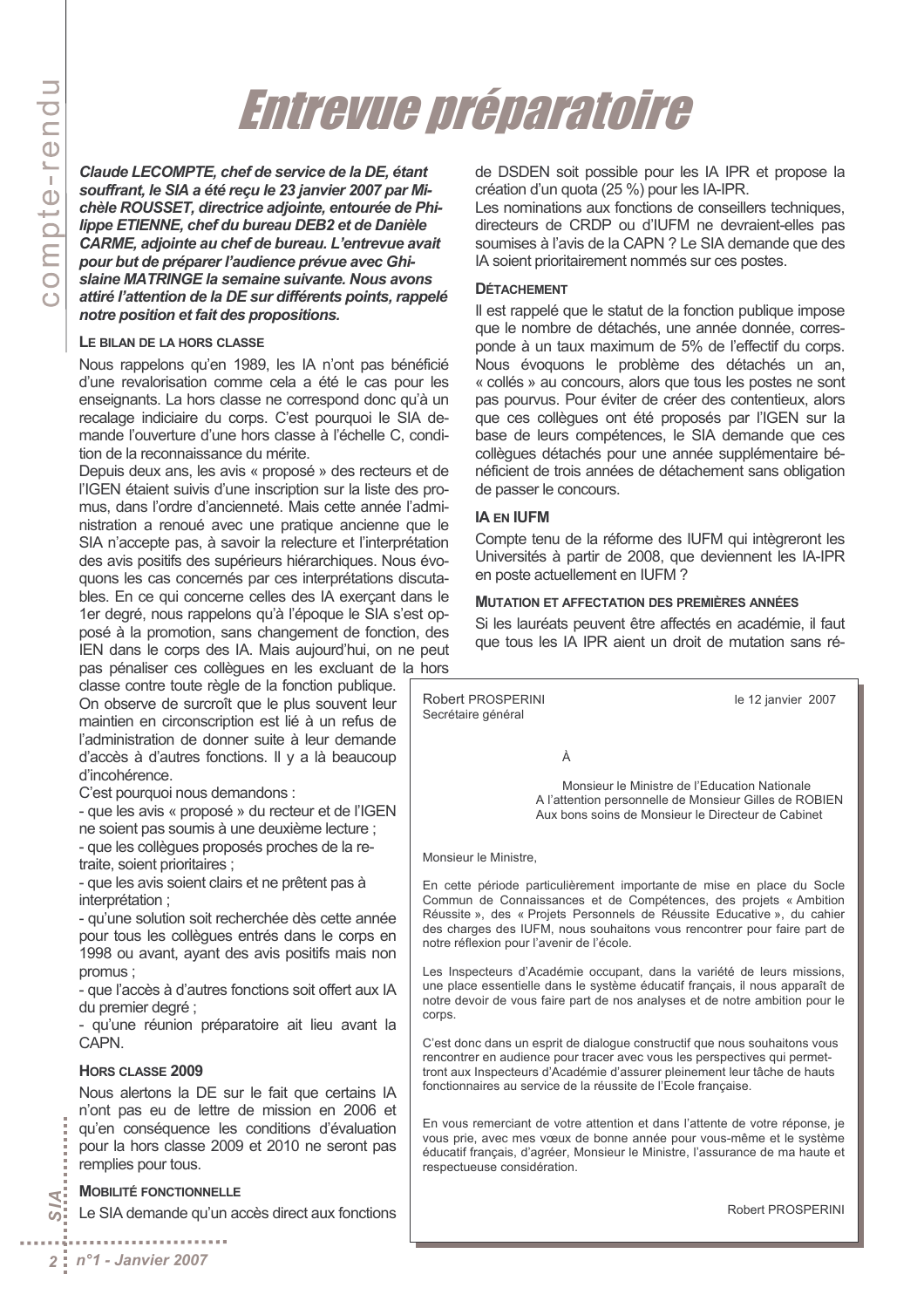# Entrevue préparatoire

***Claude LECOMPTE, chef de service de la DE, étant souffrant, le SIA a été reçu le 23 janvier 2007 par Michèle ROUSSET, directrice adjointe, entourée de Philippe ETIENNE, chef du bureau DEB2 et de Danièle CARME, adjointe au chef de bureau. L'entrevue avait pour but de préparer l'audience prévue avec Ghislaine MATRINGE la semaine suivante. Nous avons attiré l'attention de la DE sur différents points, rappelé notre position et fait des propositions.***

### Le bilan de la hors classe

Nous rappelons qu'en 1989, les IA n'ont pas bénéficié d'une revalorisation comme cela a été le cas pour les enseignants. La hors classe ne correspond donc qu'à un recalage indiciaire du corps. C'est pourquoi le SIA demande l'ouverture d'une hors classe à l'échelle C, condition de la reconnaissance du mérite.

Depuis deux ans, les avis « proposé » des recteurs et de l'IGEN étaient suivis d'une inscription sur la liste des promus, dans l'ordre d'ancienneté. Mais cette année l'administration a renoué avec une pratique ancienne que le SIA n'accepte pas, à savoir la relecture et l'interprétation des avis positifs des supérieurs hiérarchiques. Nous évoquons les cas concernés par ces interprétations discutables. En ce qui concerne celles des IA exerçant dans le 1er degré, nous rappelons qu'à l'époque le SIA s'est opposé à la promotion, sans changement de fonction, des IEN dans le corps des IA. Mais aujourd'hui, on ne peut pas pénaliser ces collègues en les excluant de la hors classe contre toute règle de la fonction publique.

On observe de surcroît que le plus souvent leur maintien en circonscription est lié à un refus de l'administration de donner suite à leur demande d'accès à d'autres fonctions. Il y a là beaucoup d'incohérence.

C'est pourquoi nous demandons :

- que les avis « proposé » du recteur et de l'IGEN ne soient pas soumis à une deuxième lecture ;
- que les collègues proposés proches de la retraite, soient prioritaires ;
- que les avis soient clairs et ne prêtent pas à interprétation ;
- qu'une solution soit recherchée dès cette année pour tous les collègues entrés dans le corps en 1998 ou avant, ayant des avis positifs mais non promus ;
- que l'accès à d'autres fonctions soit offert aux IA du premier degré ;
- qu'une réunion préparatoire ait lieu avant la CAPN.

### Hors classe 2009

Nous alertons la DE sur le fait que certains IA n'ont pas eu de lettre de mission en 2006 et qu'en conséquence les conditions d'évaluation pour la hors classe 2009 et 2010 ne seront pas remplies pour tous.

### Mobilité fonctionnelle

Le SIA demande qu'un accès direct aux fonctions de DSDEN soit possible pour les IA IPR et propose la création d'un quota (25 %) pour les IA-IPR.

Les nominations aux fonctions de conseillers techniques, directeurs de CRDP ou d'IUFM ne devraient-elles pas soumises à l'avis de la CAPN ? Le SIA demande que des IA soient prioritairement nommés sur ces postes.

### Détachement

Il est rappelé que le statut de la fonction publique impose que le nombre de détachés, une année donnée, corresponde à un taux maximum de 5% de l'effectif du corps. Nous évoquons le problème des détachés un an, « collés » au concours, alors que tous les postes ne sont pas pourvus. Pour éviter de créer des contentieux, alors que ces collègues ont été proposés par l'IGEN sur la base de leurs compétences, le SIA demande que ces collègues détachés pour une année supplémentaire bénéficient de trois années de détachement sans obligation de passer le concours.

### IA en IUFM

Compte tenu de la réforme des IUFM qui intègreront les Universités à partir de 2008, que deviennent les IA-IPR en poste actuellement en IUFM ?

### Mutation et affectation des premières années

Si les lauréats peuvent être affectés en académie, il faut que tous les IA IPR aient un droit de mutation sans ré-

---

Robert PROSPERINI
Secrétaire général

le 12 janvier 2007

À

Monsieur le Ministre de l'Education Nationale
A l'attention personnelle de Monsieur Gilles de ROBIEN
Aux bons soins de Monsieur le Directeur de Cabinet

Monsieur le Ministre,

En cette période particulièrement importante de mise en place du Socle Commun de Connaissances et de Compétences, des projets « Ambition Réussite », des « Projets Personnels de Réussite Educative », du cahier des charges des IUFM, nous souhaitons vous rencontrer pour faire part de notre réflexion pour l'avenir de l'école.

Les Inspecteurs d'Académie occupant, dans la variété de leurs missions, une place essentielle dans le système éducatif français, il nous apparaît de notre devoir de vous faire part de nos analyses et de notre ambition pour le corps.

C'est donc dans un esprit de dialogue constructif que nous souhaitons vous rencontrer en audience pour tracer avec vous les perspectives qui permettront aux Inspecteurs d'Académie d'assurer pleinement leur tâche de hauts fonctionnaires au service de la réussite de l'Ecole française.

En vous remerciant de votre attention et dans l'attente de votre réponse, je vous prie, avec mes vœux de bonne année pour vous-même et le système éducatif français, d'agréer, Monsieur le Ministre, l'assurance de ma haute et respectueuse considération.

Robert PROSPERINI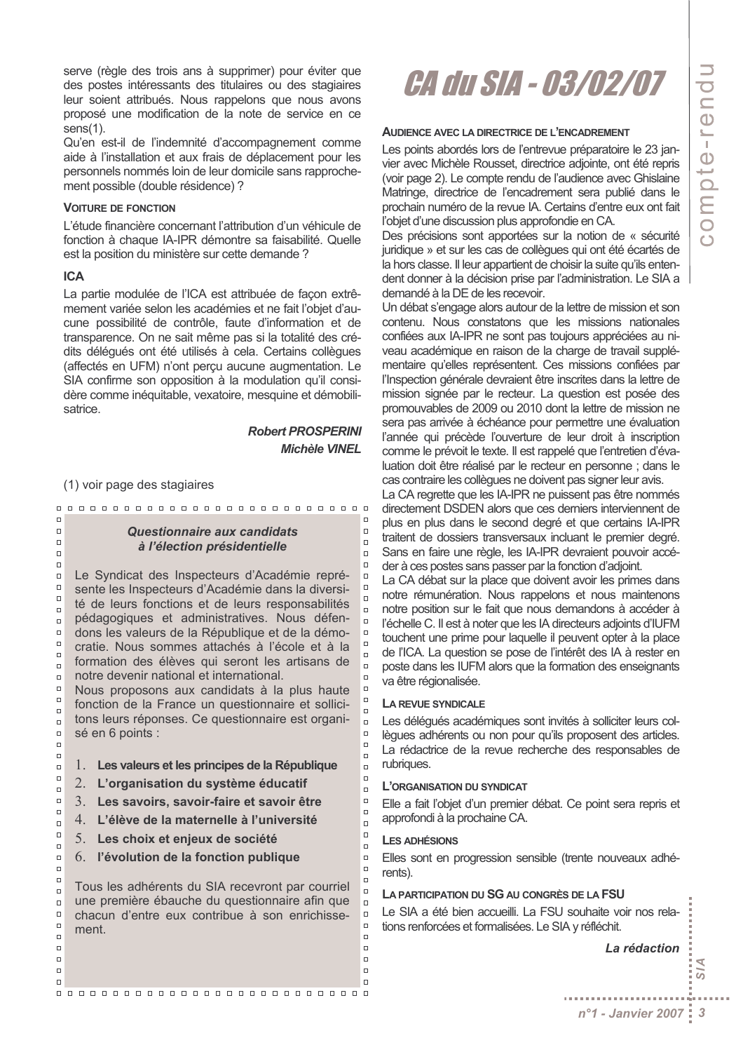serve (règle des trois ans à supprimer) pour éviter que des postes intéressants des titulaires ou des stagiaires leur soient attribués. Nous rappelons que nous avons proposé une modification de la note de service en ce sens(1).

Qu'en est-il de l'indemnité d'accompagnement comme aide à l'installation et aux frais de déplacement pour les personnels nommés loin de leur domicile sans rapprochement possible (double résidence) ?

**VOITURE DE FONCTION**

L'étude financière concernant l'attribution d'un véhicule de fonction à chaque IA-IPR démontre sa faisabilité. Quelle est la position du ministère sur cette demande ?

**ICA**

La partie modulée de l'ICA est attribuée de façon extrêmement variée selon les académies et ne fait l'objet d'aucune possibilité de contrôle, faute d'information et de transparence. On ne sait même pas si la totalité des crédits délégués ont été utilisés à cela. Certains collègues (affectés en UFM) n'ont perçu aucune augmentation. Le SIA confirme son opposition à la modulation qu'il considère comme inéquitable, vexatoire, mesquine et démobilisatrice.

***Robert PROSPERINI***
***Michèle VINEL***

(1) voir page des stagiaires

---

***Questionnaire aux candidats à l'élection présidentielle***

Le Syndicat des Inspecteurs d'Académie représente les Inspecteurs d'Académie dans la diversité de leurs fonctions et de leurs responsabilités pédagogiques et administratives. Nous défendons les valeurs de la République et de la démocratie. Nous sommes attachés à l'école et à la formation des élèves qui seront les artisans de notre devenir national et international.

Nous proposons aux candidats à la plus haute fonction de la France un questionnaire et sollicitons leurs réponses. Ce questionnaire est organisé en 6 points :

1. **Les valeurs et les principes de la République**
2. **L'organisation du système éducatif**
3. **Les savoirs, savoir-faire et savoir être**
4. **L'élève de la maternelle à l'université**
5. **Les choix et enjeux de société**
6. **l'évolution de la fonction publique**

Tous les adhérents du SIA recevront par courriel une première ébauche du questionnaire afin que chacun d'entre eux contribue à son enrichissement.

---

# CA du SIA - 03/02/07

**AUDIENCE AVEC LA DIRECTRICE DE L'ENCADREMENT**

Les points abordés lors de l'entrevue préparatoire le 23 janvier avec Michèle Rousset, directrice adjointe, ont été repris (voir page 2). Le compte rendu de l'audience avec Ghislaine Matringe, directrice de l'encadrement sera publié dans le prochain numéro de la revue IA. Certains d'entre eux ont fait l'objet d'une discussion plus approfondie en CA.

Des précisions sont apportées sur la notion de « sécurité juridique » et sur les cas de collègues qui ont été écartés de la hors classe. Il leur appartient de choisir la suite qu'ils entendent donner à la décision prise par l'administration. Le SIA a demandé à la DE de les recevoir.

Un débat s'engage alors autour de la lettre de mission et son contenu. Nous constatons que les missions nationales confiées aux IA-IPR ne sont pas toujours appréciées au niveau académique en raison de la charge de travail supplémentaire qu'elles représentent. Ces missions confiées par l'Inspection générale devraient être inscrites dans la lettre de mission signée par le recteur. La question est posée des promouvables de 2009 ou 2010 dont la lettre de mission ne sera pas arrivée à échéance pour permettre une évaluation l'année qui précède l'ouverture de leur droit à inscription comme le prévoit le texte. Il est rappelé que l'entretien d'évaluation doit être réalisé par le recteur en personne ; dans le cas contraire les collègues ne doivent pas signer leur avis.

La CA regrette que les IA-IPR ne puissent pas être nommés directement DSDEN alors que ces derniers interviennent de plus en plus dans le second degré et que certains IA-IPR traitent de dossiers transversaux incluant le premier degré. Sans en faire une règle, les IA-IPR devraient pouvoir accéder à ces postes sans passer par la fonction d'adjoint.

La CA débat sur la place que doivent avoir les primes dans notre rémunération. Nous rappelons et nous maintenons notre position sur le fait que nous demandons à accéder à l'échelle C. Il est à noter que les IA directeurs adjoints d'IUFM touchent une prime pour laquelle il peuvent opter à la place de l'ICA. La question se pose de l'intérêt des IA à rester en poste dans les IUFM alors que la formation des enseignants va être régionalisée.

**LA REVUE SYNDICALE**

Les délégués académiques sont invités à solliciter leurs collègues adhérents ou non pour qu'ils proposent des articles. La rédactrice de la revue recherche des responsables de rubriques.

**L'ORGANISATION DU SYNDICAT**

Elle a fait l'objet d'un premier débat. Ce point sera repris et approfondi à la prochaine CA.

**LES ADHÉSIONS**

Elles sont en progression sensible (trente nouveaux adhérents).

**LA PARTICIPATION DU SG AU CONGRÈS DE LA FSU**

Le SIA a été bien accueilli. La FSU souhaite voir nos relations renforcées et formalisées. Le SIA y réfléchit.

***La rédaction***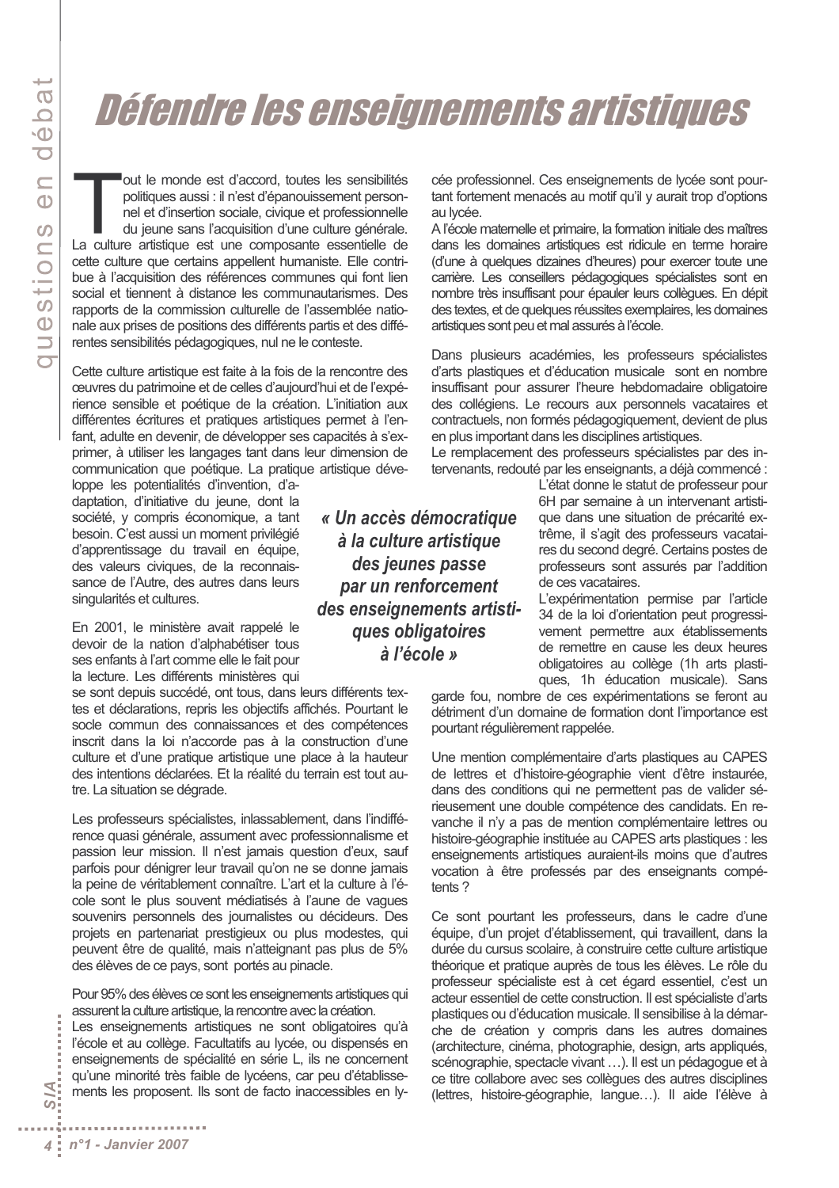# Défendre les enseignements artistiques

Tout le monde est d'accord, toutes les sensibilités politiques aussi : il n'est d'épanouissement personnel et d'insertion sociale, civique et professionnelle du jeune sans l'acquisition d'une culture générale. La culture artistique est une composante essentielle de cette culture que certains appellent humaniste. Elle contribue à l'acquisition des références communes qui font lien social et tiennent à distance les communautarismes. Des rapports de la commission culturelle de l'assemblée nationale aux prises de positions des différents partis et des différentes sensibilités pédagogiques, nul ne le conteste.

Cette culture artistique est faite à la fois de la rencontre des œuvres du patrimoine et de celles d'aujourd'hui et de l'expérience sensible et poétique de la création. L'initiation aux différentes écritures et pratiques artistiques permet à l'enfant, adulte en devenir, de développer ses capacités à s'exprimer, à utiliser les langages tant dans leur dimension de communication que poétique. La pratique artistique développe les potentialités d'invention, d'adaptation, d'initiative du jeune, dont la société, y compris économique, a tant besoin. C'est aussi un moment privilégié d'apprentissage du travail en équipe, des valeurs civiques, de la reconnaissance de l'Autre, des autres dans leurs singularités et cultures.

> *« Un accès démocratique à la culture artistique des jeunes passe par un renforcement des enseignements artistiques obligatoires à l'école »*

En 2001, le ministère avait rappelé le devoir de la nation d'alphabétiser tous ses enfants à l'art comme elle le fait pour la lecture. Les différents ministères qui se sont depuis succédé, ont tous, dans leurs différents textes et déclarations, repris les objectifs affichés. Pourtant le socle commun des connaissances et des compétences inscrit dans la loi n'accorde pas à la construction d'une culture et d'une pratique artistique une place à la hauteur des intentions déclarées. Et la réalité du terrain est tout autre. La situation se dégrade.

Les professeurs spécialistes, inlassablement, dans l'indifférence quasi générale, assument avec professionnalisme et passion leur mission. Il n'est jamais question d'eux, sauf parfois pour dénigrer leur travail qu'on ne se donne jamais la peine de véritablement connaître. L'art et la culture à l'école sont le plus souvent médiatisés à l'aune de vagues souvenirs personnels des journalistes ou décideurs. Des projets en partenariat prestigieux ou plus modestes, qui peuvent être de qualité, mais n'atteignant pas plus de 5% des élèves de ce pays, sont portés au pinacle.

Pour 95% des élèves ce sont les enseignements artistiques qui assurent la culture artistique, la rencontre avec la création.
Les enseignements artistiques ne sont obligatoires qu'à l'école et au collège. Facultatifs au lycée, ou dispensés en enseignements de spécialité en série L, ils ne concernent qu'une minorité très faible de lycéens, car peu d'établissements les proposent. Ils sont de facto inaccessibles en lycée professionnel. Ces enseignements de lycée sont pourtant fortement menacés au motif qu'il y aurait trop d'options au lycée.
A l'école maternelle et primaire, la formation initiale des maîtres dans les domaines artistiques est ridicule en terme horaire (d'une à quelques dizaines d'heures) pour exercer toute une carrière. Les conseillers pédagogiques spécialistes sont en nombre très insuffisant pour épauler leurs collègues. En dépit des textes, et de quelques réussites exemplaires, les domaines artistiques sont peu et mal assurés à l'école.

Dans plusieurs académies, les professeurs spécialistes d'arts plastiques et d'éducation musicale sont en nombre insuffisant pour assurer l'heure hebdomadaire obligatoire des collégiens. Le recours aux personnels vacataires et contractuels, non formés pédagogiquement, devient de plus en plus important dans les disciplines artistiques.
Le remplacement des professeurs spécialistes par des intervenants, redouté par les enseignants, a déjà commencé : L'état donne le statut de professeur pour 6H par semaine à un intervenant artistique dans une situation de précarité extrême, il s'agit des professeurs vacataires du second degré. Certains postes de professeurs sont assurés par l'addition de ces vacataires.
L'expérimentation permise par l'article 34 de la loi d'orientation peut progressivement permettre aux établissements de remettre en cause les deux heures obligatoires au collège (1h arts plastiques, 1h éducation musicale). Sans garde fou, nombre de ces expérimentations se feront au détriment d'un domaine de formation dont l'importance est pourtant régulièrement rappelée.

Une mention complémentaire d'arts plastiques au CAPES de lettres et d'histoire-géographie vient d'être instaurée, dans des conditions qui ne permettent pas de valider sérieusement une double compétence des candidats. En revanche il n'y a pas de mention complémentaire lettres ou histoire-géographie instituée au CAPES arts plastiques : les enseignements artistiques auraient-ils moins que d'autres vocation à être professés par des enseignants compétents ?

Ce sont pourtant les professeurs, dans le cadre d'une équipe, d'un projet d'établissement, qui travaillent, dans la durée du cursus scolaire, à construire cette culture artistique théorique et pratique auprès de tous les élèves. Le rôle du professeur spécialiste est à cet égard essentiel, c'est un acteur essentiel de cette construction. Il est spécialiste d'arts plastiques ou d'éducation musicale. Il sensibilise à la démarche de création y compris dans les autres domaines (architecture, cinéma, photographie, design, arts appliqués, scénographie, spectacle vivant …). Il est un pédagogue et à ce titre collabore avec ses collègues des autres disciplines (lettres, histoire-géographie, langue…). Il aide l'élève à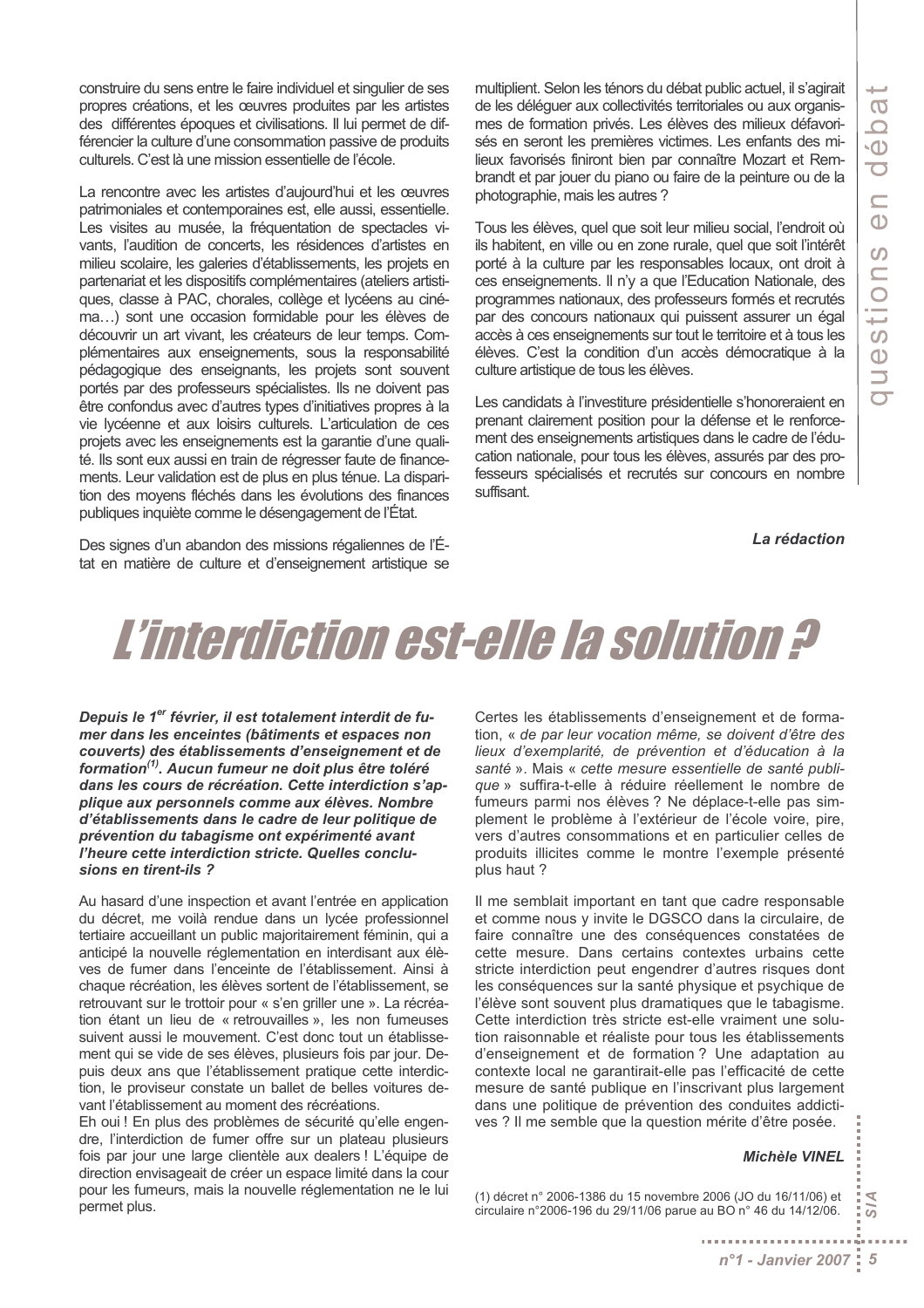construire du sens entre le faire individuel et singulier de ses propres créations, et les œuvres produites par les artistes des différentes époques et civilisations. Il lui permet de différencier la culture d'une consommation passive de produits culturels. C'est là une mission essentielle de l'école.

La rencontre avec les artistes d'aujourd'hui et les œuvres patrimoniales et contemporaines est, elle aussi, essentielle. Les visites au musée, la fréquentation de spectacles vivants, l'audition de concerts, les résidences d'artistes en milieu scolaire, les galeries d'établissements, les projets en partenariat et les dispositifs complémentaires (ateliers artistiques, classe à PAC, chorales, collège et lycéens au cinéma…) sont une occasion formidable pour les élèves de découvrir un art vivant, les créateurs de leur temps. Complémentaires aux enseignements, sous la responsabilité pédagogique des enseignants, les projets sont souvent portés par des professeurs spécialistes. Ils ne doivent pas être confondus avec d'autres types d'initiatives propres à la vie lycéenne et aux loisirs culturels. L'articulation de ces projets avec les enseignements est la garantie d'une qualité. Ils sont eux aussi en train de régresser faute de financements. Leur validation est de plus en plus ténue. La disparition des moyens fléchés dans les évolutions des finances publiques inquiète comme le désengagement de l'État.

Des signes d'un abandon des missions régaliennes de l'État en matière de culture et d'enseignement artistique se multiplient. Selon les ténors du débat public actuel, il s'agirait de les déléguer aux collectivités territoriales ou aux organismes de formation privés. Les élèves des milieux défavorisés en seront les premières victimes. Les enfants des milieux favorisés finiront bien par connaître Mozart et Rembrandt et par jouer du piano ou faire de la peinture ou de la photographie, mais les autres ?

Tous les élèves, quel que soit leur milieu social, l'endroit où ils habitent, en ville ou en zone rurale, quel que soit l'intérêt porté à la culture par les responsables locaux, ont droit à ces enseignements. Il n'y a que l'Education Nationale, des programmes nationaux, des professeurs formés et recrutés par des concours nationaux qui puissent assurer un égal accès à ces enseignements sur tout le territoire et à tous les élèves. C'est la condition d'un accès démocratique à la culture artistique de tous les élèves.

Les candidats à l'investiture présidentielle s'honoreraient en prenant clairement position pour la défense et le renforcement des enseignements artistiques dans le cadre de l'éducation nationale, pour tous les élèves, assurés par des professeurs spécialisés et recrutés sur concours en nombre suffisant.

***La rédaction***

# L'interdiction est-elle la solution ?

***Depuis le 1er février, il est totalement interdit de fumer dans les enceintes (bâtiments et espaces non couverts) des établissements d'enseignement et de formation[1]. Aucun fumeur ne doit plus être toléré dans les cours de récréation. Cette interdiction s'applique aux personnels comme aux élèves. Nombre d'établissements dans le cadre de leur politique de prévention du tabagisme ont expérimenté avant l'heure cette interdiction stricte. Quelles conclusions en tirent-ils ?***

Au hasard d'une inspection et avant l'entrée en application du décret, me voilà rendue dans un lycée professionnel tertiaire accueillant un public majoritairement féminin, qui a anticipé la nouvelle réglementation en interdisant aux élèves de fumer dans l'enceinte de l'établissement. Ainsi à chaque récréation, les élèves sortent de l'établissement, se retrouvant sur le trottoir pour « s'en griller une ». La récréation étant un lieu de « retrouvailles », les non fumeuses suivent aussi le mouvement. C'est donc tout un établissement qui se vide de ses élèves, plusieurs fois par jour. Depuis deux ans que l'établissement pratique cette interdiction, le proviseur constate un ballet de belles voitures devant l'établissement au moment des récréations.

Eh oui ! En plus des problèmes de sécurité qu'elle engendre, l'interdiction de fumer offre sur un plateau plusieurs fois par jour une large clientèle aux dealers ! L'équipe de direction envisageait de créer un espace limité dans la cour pour les fumeurs, mais la nouvelle réglementation ne le lui permet plus.

Certes les établissements d'enseignement et de formation, « *de par leur vocation même, se doivent d'être des lieux d'exemplarité, de prévention et d'éducation à la santé* ». Mais « *cette mesure essentielle de santé publique* » suffira-t-elle à réduire réellement le nombre de fumeurs parmi nos élèves ? Ne déplace-t-elle pas simplement le problème à l'extérieur de l'école voire, pire, vers d'autres consommations et en particulier celles de produits illicites comme le montre l'exemple présenté plus haut ?

Il me semblait important en tant que cadre responsable et comme nous y invite le DGSCO dans la circulaire, de faire connaître une des conséquences constatées de cette mesure. Dans certains contextes urbains cette stricte interdiction peut engendrer d'autres risques dont les conséquences sur la santé physique et psychique de l'élève sont souvent plus dramatiques que le tabagisme. Cette interdiction très stricte est-elle vraiment une solution raisonnable et réaliste pour tous les établissements d'enseignement et de formation ? Une adaptation au contexte local ne garantirait-elle pas l'efficacité de cette mesure de santé publique en l'inscrivant plus largement dans une politique de prévention des conduites addictives ? Il me semble que la question mérite d'être posée.

***Michèle VINEL***

(1) décret n° 2006-1386 du 15 novembre 2006 (JO du 16/11/06) et circulaire n°2006-196 du 29/11/06 parue au BO n° 46 du 14/12/06.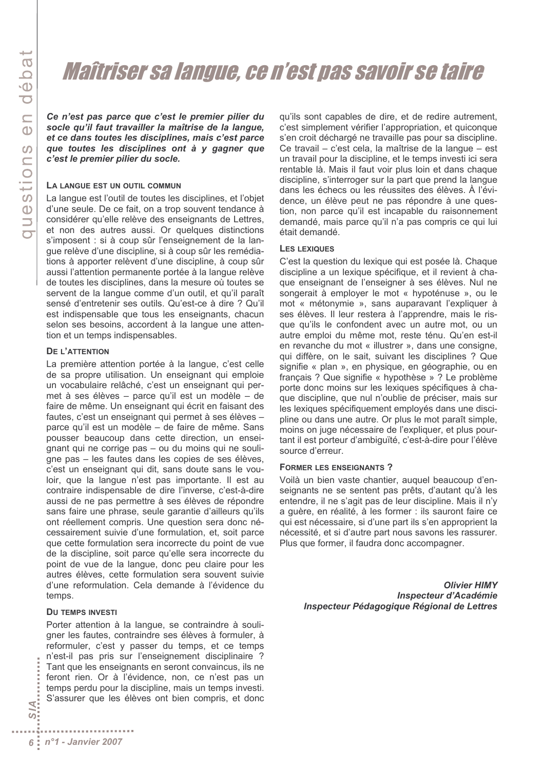# Maîtriser sa langue, ce n'est pas savoir se taire

***Ce n'est pas parce que c'est le premier pilier du socle qu'il faut travailler la maîtrise de la langue, et ce dans toutes les disciplines, mais c'est parce que toutes les disciplines ont à y gagner que c'est le premier pilier du socle.***

### La langue est un outil commun

La langue est l'outil de toutes les disciplines, et l'objet d'une seule. De ce fait, on a trop souvent tendance à considérer qu'elle relève des enseignants de Lettres, et non des autres aussi. Or quelques distinctions s'imposent : si à coup sûr l'enseignement de la langue relève d'une discipline, si à coup sûr les remédiations à apporter relèvent d'une discipline, à coup sûr aussi l'attention permanente portée à la langue relève de toutes les disciplines, dans la mesure où toutes se servent de la langue comme d'un outil, et qu'il paraît sensé d'entretenir ses outils. Qu'est-ce à dire ? Qu'il est indispensable que tous les enseignants, chacun selon ses besoins, accordent à la langue une attention et un temps indispensables.

### De l'attention

La première attention portée à la langue, c'est celle de sa propre utilisation. Un enseignant qui emploie un vocabulaire relâché, c'est un enseignant qui permet à ses élèves – parce qu'il est un modèle – de faire de même. Un enseignant qui écrit en faisant des fautes, c'est un enseignant qui permet à ses élèves – parce qu'il est un modèle – de faire de même. Sans pousser beaucoup dans cette direction, un enseignant qui ne corrige pas – ou du moins qui ne souligne pas – les fautes dans les copies de ses élèves, c'est un enseignant qui dit, sans doute sans le vouloir, que la langue n'est pas importante. Il est au contraire indispensable de dire l'inverse, c'est-à-dire aussi de ne pas permettre à ses élèves de répondre sans faire une phrase, seule garantie d'ailleurs qu'ils ont réellement compris. Une question sera donc nécessairement suivie d'une formulation, et, soit parce que cette formulation sera incorrecte du point de vue de la discipline, soit parce qu'elle sera incorrecte du point de vue de la langue, donc peu claire pour les autres élèves, cette formulation sera souvent suivie d'une reformulation. Cela demande à l'évidence du temps.

### Du temps investi

Porter attention à la langue, se contraindre à souligner les fautes, contraindre ses élèves à formuler, à reformuler, c'est y passer du temps, et ce temps n'est-il pas pris sur l'enseignement disciplinaire ? Tant que les enseignants en seront convaincus, ils ne feront rien. Or à l'évidence, non, ce n'est pas un temps perdu pour la discipline, mais un temps investi. S'assurer que les élèves ont bien compris, et donc qu'ils sont capables de dire, et de redire autrement, c'est simplement vérifier l'appropriation, et quiconque s'en croit déchargé ne travaille pas pour sa discipline. Ce travail – c'est cela, la maîtrise de la langue – est un travail pour la discipline, et le temps investi ici sera rentable là. Mais il faut voir plus loin et dans chaque discipline, s'interroger sur la part que prend la langue dans les échecs ou les réussites des élèves. À l'évidence, un élève peut ne pas répondre à une question, non parce qu'il est incapable du raisonnement demandé, mais parce qu'il n'a pas compris ce qui lui était demandé.

### Les lexiques

C'est la question du lexique qui est posée là. Chaque discipline a un lexique spécifique, et il revient à chaque enseignant de l'enseigner à ses élèves. Nul ne songerait à employer le mot « hypoténuse », ou le mot « métonymie », sans auparavant l'expliquer à ses élèves. Il leur restera à l'apprendre, mais le risque qu'ils le confondent avec un autre mot, ou un autre emploi du même mot, reste ténu. Qu'en est-il en revanche du mot « illustrer », dans une consigne, qui diffère, on le sait, suivant les disciplines ? Que signifie « plan », en physique, en géographie, ou en français ? Que signifie « hypothèse » ? Le problème porte donc moins sur les lexiques spécifiques à chaque discipline, que nul n'oublie de préciser, mais sur les lexiques spécifiquement employés dans une discipline ou dans une autre. Or plus le mot paraît simple, moins on juge nécessaire de l'expliquer, et plus pourtant il est porteur d'ambiguïté, c'est-à-dire pour l'élève source d'erreur.

### Former les enseignants ?

Voilà un bien vaste chantier, auquel beaucoup d'enseignants ne se sentent pas prêts, d'autant qu'à les entendre, il ne s'agit pas de leur discipline. Mais il n'y a guère, en réalité, à les former : ils sauront faire ce qui est nécessaire, si d'une part ils s'en approprient la nécessité, et si d'autre part nous savons les rassurer. Plus que former, il faudra donc accompagner.

***Olivier HIMY***
***Inspecteur d'Académie***
***Inspecteur Pédagogique Régional de Lettres***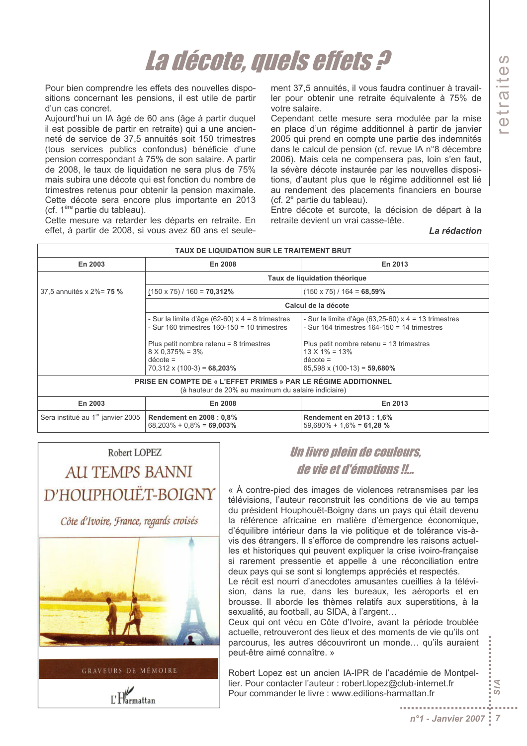# La décote, quels effets ?

Pour bien comprendre les effets des nouvelles dispositions concernant les pensions, il est utile de partir d'un cas concret.

Aujourd'hui un IA âgé de 60 ans (âge à partir duquel il est possible de partir en retraite) qui a une ancienneté de service de 37,5 annuités soit 150 trimestres (tous services publics confondus) bénéficie d'une pension correspondant à 75% de son salaire. A partir de 2008, le taux de liquidation ne sera plus de 75% mais subira une décote qui est fonction du nombre de trimestres retenus pour obtenir la pension maximale. Cette décote sera encore plus importante en 2013 (cf. 1ère partie du tableau).

Cette mesure va retarder les départs en retraite. En effet, à partir de 2008, si vous avez 60 ans et seulement 37,5 annuités, il vous faudra continuer à travailler pour obtenir une retraite équivalente à 75% de votre salaire.

Cependant cette mesure sera modulée par la mise en place d'un régime additionnel à partir de janvier 2005 qui prend en compte une partie des indemnités dans le calcul de pension (cf. revue IA n°8 décembre 2006). Mais cela ne compensera pas, loin s'en faut, la sévère décote instaurée par les nouvelles dispositions, d'autant plus que le régime additionnel est lié au rendement des placements financiers en bourse (cf. 2e partie du tableau).

Entre décote et surcote, la décision de départ à la retraite devient un vrai casse-tête.

***La rédaction***

| TAUX DE LIQUIDATION SUR LE TRAITEMENT BRUT | | |
|---|---|---|
| **En 2003** | **En 2008** | **En 2013** |
| | **Taux de liquidation théorique** | |
| 37,5 annuités x 2%= **75 %** | (150 x 75) / 160 = **70,312%** | (150 x 75) / 164 = **68,59%** |
| | **Calcul de la décote** | |
| | - Sur la limite d'âge (62-60) x 4 = 8 trimestres<br>- Sur 160 trimestres 160-150 = 10 trimestres<br><br>Plus petit nombre retenu = 8 trimestres<br>8 X 0,375% = 3%<br>décote =<br>70,312 x (100-3) = **68,203%** | - Sur la limite d'âge (63,25-60) x 4 = 13 trimestres<br>- Sur 164 trimestres 164-150 = 14 trimestres<br><br>Plus petit nombre retenu = 13 trimestres<br>13 X 1% = 13%<br>décote =<br>65,598 x (100-13) = **59,680%** |
| **PRISE EN COMPTE DE « L'EFFET PRIMES » PAR LE RÉGIME ADDITIONNEL** (à hauteur de 20% au maximum du salaire indiciaire) | | |
| **En 2003** | **En 2008** | **En 2013** |
| Sera institué au 1er janvier 2005 | **Rendement en 2008 : 0,8%**<br>68,203% + 0,8% = **69,003%** | **Rendement en 2013 : 1,6%**<br>59,680% + 1,6% = **61,28 %** |

Robert LOPEZ

AU TEMPS BANNI D'HOUPHOUËT-BOIGNY

*Côte d'Ivoire, France, regards croisés*

GRAVEURS DE MÉMOIRE

L'Harmattan

## Un livre plein de couleurs, de vie et d'émotions !!...

« À contre-pied des images de violences retransmises par les télévisions, l'auteur reconstruit les conditions de vie au temps du président Houphouët-Boigny dans un pays qui était devenu la référence africaine en matière d'émergence économique, d'équilibre intérieur dans la vie politique et de tolérance vis-à-vis des étrangers. Il s'efforce de comprendre les raisons actuelles et historiques qui peuvent expliquer la crise ivoiro-française si rarement pressentie et appelle à une réconciliation entre deux pays qui se sont si longtemps appréciés et respectés.

Le récit est nourri d'anecdotes amusantes cueillies à la télévision, dans la rue, dans les bureaux, les aéroports et en brousse. Il aborde les thèmes relatifs aux superstitions, à la sexualité, au football, au SIDA, à l'argent…

Ceux qui ont vécu en Côte d'Ivoire, avant la période troublée actuelle, retrouveront des lieux et des moments de vie qu'ils ont parcourus, les autres découvriront un monde… qu'ils auraient peut-être aimé connaître. »

Robert Lopez est un ancien IA-IPR de l'académie de Montpellier. Pour contacter l'auteur : robert.lopez@club-internet.fr
Pour commander le livre : www.editions-harmattan.fr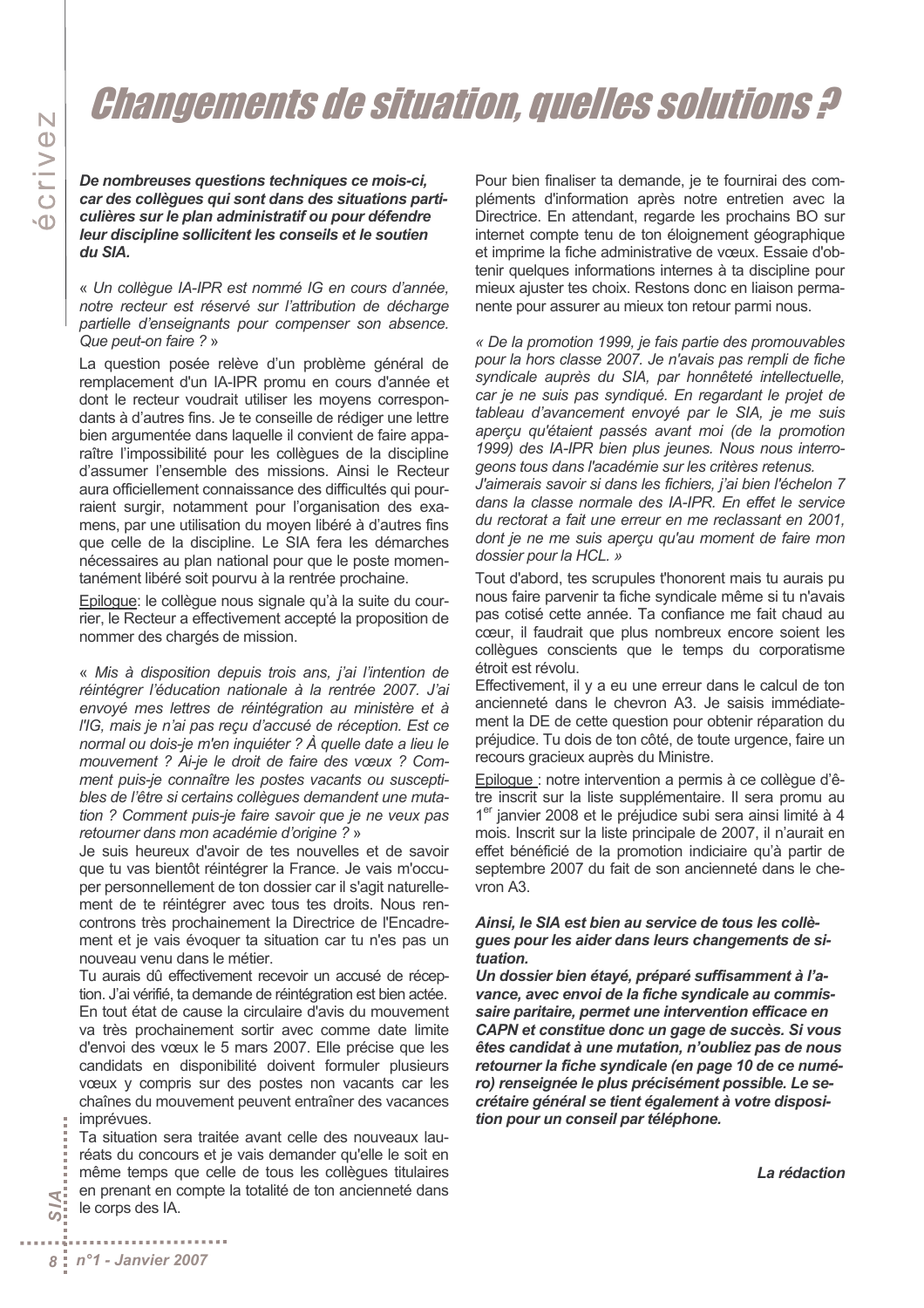# Changements de situation, quelles solutions ?

***De nombreuses questions techniques ce mois-ci, car des collègues qui sont dans des situations particulières sur le plan administratif ou pour défendre leur discipline sollicitent les conseils et le soutien du SIA.***

« *Un collègue IA-IPR est nommé IG en cours d'année, notre recteur est réservé sur l'attribution de décharge partielle d'enseignants pour compenser son absence. Que peut-on faire ?* »

La question posée relève d'un problème général de remplacement d'un IA-IPR promu en cours d'année et dont le recteur voudrait utiliser les moyens correspondants à d'autres fins. Je te conseille de rédiger une lettre bien argumentée dans laquelle il convient de faire apparaître l'impossibilité pour les collègues de la discipline d'assumer l'ensemble des missions. Ainsi le Recteur aura officiellement connaissance des difficultés qui pourraient surgir, notamment pour l'organisation des examens, par une utilisation du moyen libéré à d'autres fins que celle de la discipline. Le SIA fera les démarches nécessaires au plan national pour que le poste momentanément libéré soit pourvu à la rentrée prochaine.

Epilogue: le collègue nous signale qu'à la suite du courrier, le Recteur a effectivement accepté la proposition de nommer des chargés de mission.

« *Mis à disposition depuis trois ans, j'ai l'intention de réintégrer l'éducation nationale à la rentrée 2007. J'ai envoyé mes lettres de réintégration au ministère et à l'IG, mais je n'ai pas reçu d'accusé de réception. Est ce normal ou dois-je m'en inquiéter ? À quelle date a lieu le mouvement ? Ai-je le droit de faire des vœux ? Comment puis-je connaître les postes vacants ou susceptibles de l'être si certains collègues demandent une mutation ? Comment puis-je faire savoir que je ne veux pas retourner dans mon académie d'origine ?* »

Je suis heureux d'avoir de tes nouvelles et de savoir que tu vas bientôt réintégrer la France. Je vais m'occuper personnellement de ton dossier car il s'agit naturellement de te réintégrer avec tous tes droits. Nous rencontrons très prochainement la Directrice de l'Encadrement et je vais évoquer ta situation car tu n'es pas un nouveau venu dans le métier.

Tu aurais dû effectivement recevoir un accusé de réception. J'ai vérifié, ta demande de réintégration est bien actée. En tout état de cause la circulaire d'avis du mouvement va très prochainement sortir avec comme date limite d'envoi des vœux le 5 mars 2007. Elle précise que les candidats en disponibilité doivent formuler plusieurs vœux y compris sur des postes non vacants car les chaînes du mouvement peuvent entraîner des vacances imprévues.

Ta situation sera traitée avant celle des nouveaux lauréats du concours et je vais demander qu'elle le soit en même temps que celle de tous les collègues titulaires en prenant en compte la totalité de ton ancienneté dans le corps des IA.

Pour bien finaliser ta demande, je te fournirai des compléments d'information après notre entretien avec la Directrice. En attendant, regarde les prochains BO sur internet compte tenu de ton éloignement géographique et imprime la fiche administrative de vœux. Essaie d'obtenir quelques informations internes à ta discipline pour mieux ajuster tes choix. Restons donc en liaison permanente pour assurer au mieux ton retour parmi nous.

« *De la promotion 1999, je fais partie des promouvables pour la hors classe 2007. Je n'avais pas rempli de fiche syndicale auprès du SIA, par honnêteté intellectuelle, car je ne suis pas syndiqué. En regardant le projet de tableau d'avancement envoyé par le SIA, je me suis aperçu qu'étaient passés avant moi (de la promotion 1999) des IA-IPR bien plus jeunes. Nous nous interrogeons tous dans l'académie sur les critères retenus.*
*J'aimerais savoir si dans les fichiers, j'ai bien l'échelon 7 dans la classe normale des IA-IPR. En effet le service du rectorat a fait une erreur en me reclassant en 2001, dont je ne me suis aperçu qu'au moment de faire mon dossier pour la HCL.* »

Tout d'abord, tes scrupules t'honorent mais tu aurais pu nous faire parvenir ta fiche syndicale même si tu n'avais pas cotisé cette année. Ta confiance me fait chaud au cœur, il faudrait que plus nombreux encore soient les collègues conscients que le temps du corporatisme étroit est révolu.

Effectivement, il y a eu une erreur dans le calcul de ton ancienneté dans le chevron A3. Je saisis immédiatement la DE de cette question pour obtenir réparation du préjudice. Tu dois de ton côté, de toute urgence, faire un recours gracieux auprès du Ministre.

Epilogue : notre intervention a permis à ce collègue d'être inscrit sur la liste supplémentaire. Il sera promu au 1er janvier 2008 et le préjudice subi sera ainsi limité à 4 mois. Inscrit sur la liste principale de 2007, il n'aurait en effet bénéficié de la promotion indiciaire qu'à partir de septembre 2007 du fait de son ancienneté dans le chevron A3.

***Ainsi, le SIA est bien au service de tous les collègues pour les aider dans leurs changements de situation.***
***Un dossier bien étayé, préparé suffisamment à l'avance, avec envoi de la fiche syndicale au commissaire paritaire, permet une intervention efficace en CAPN et constitue donc un gage de succès. Si vous êtes candidat à une mutation, n'oubliez pas de nous retourner la fiche syndicale (en page 10 de ce numéro) renseignée le plus précisément possible. Le secrétaire général se tient également à votre disposition pour un conseil par téléphone.***

***La rédaction***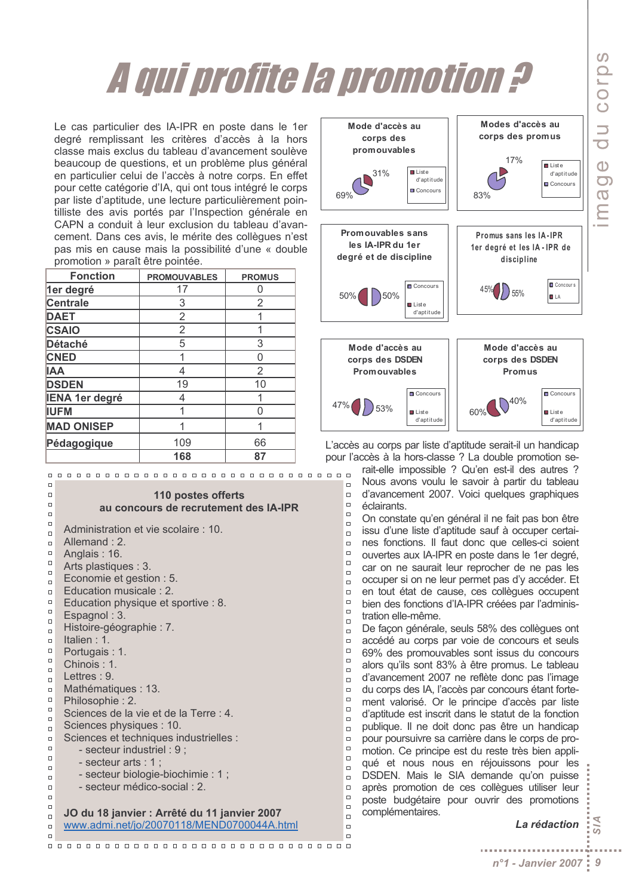# A qui profite la promotion ?

Le cas particulier des IA-IPR en poste dans le 1er degré remplissant les critères d'accès à la hors classe mais exclus du tableau d'avancement soulève beaucoup de questions, et un problème plus général en particulier celui de l'accès à notre corps. En effet pour cette catégorie d'IA, qui ont tous intégré le corps par liste d'aptitude, une lecture particulièrement pointilliste des avis portés par l'Inspection générale en CAPN a conduit à leur exclusion du tableau d'avancement. Dans ces avis, le mérite des collègues n'est pas mis en cause mais la possibilité d'une « double promotion » paraît être pointée.

| Fonction | PROMOUVABLES | PROMUS |
|---|---|---|
| 1er degré | 17 | 0 |
| Centrale | 3 | 2 |
| DAET | 2 | 1 |
| CSAIO | 2 | 1 |
| Détaché | 5 | 3 |
| CNED | 1 | 0 |
| IAA | 4 | 2 |
| DSDEN | 19 | 10 |
| IENA 1er degré | 4 | 1 |
| IUFM | 1 | 0 |
| MAD ONISEP | 1 | 1 |
| Pédagogique | 109 | 66 |
| | 168 | 87 |

**Mode d'accès au corps des promouvables**
69% Concours ; 31% Liste d'aptitude

**Modes d'accès au corps des promus**
83% Concours ; 17% Liste d'aptitude

**Promouvables sans les IA-IPR du 1er degré et de discipline**
50% Concours ; 50% Liste d'aptitude

**Promus sans les IA-IPR 1er degré et les IA-IPR de discipline**
45% Concours ; 55% LA

**Mode d'accès au corps des DSDEN Promouvables**
47% Concours ; 53% Liste d'aptitude

**Mode d'accès au corps des DSDEN Promus**
60% Concours ; 40% Liste d'aptitude

L'accès au corps par liste d'aptitude serait-il un handicap pour l'accès à la hors-classe ? La double promotion serait-elle impossible ? Qu'en est-il des autres ? Nous avons voulu le savoir à partir du tableau d'avancement 2007. Voici quelques graphiques éclairants.

On constate qu'en général il ne fait pas bon être issu d'une liste d'aptitude sauf à occuper certaines fonctions. Il faut donc que celles-ci soient ouvertes aux IA-IPR en poste dans le 1er degré, car on ne saurait leur reprocher de ne pas les occuper si on ne leur permet pas d'y accéder. Et en tout état de cause, ces collègues occupent bien des fonctions d'IA-IPR créées par l'administration elle-même.

De façon générale, seuls 58% des collègues ont accédé au corps par voie de concours et seuls 69% des promouvables sont issus du concours alors qu'ils sont 83% à être promus. Le tableau d'avancement 2007 ne reflète donc pas l'image du corps des IA, l'accès par concours étant fortement valorisé. Or le principe d'accès par liste d'aptitude est inscrit dans le statut de la fonction publique. Il ne doit donc pas être un handicap pour poursuivre sa carrière dans le corps de promotion. Ce principe est du reste très bien appliqué et nous nous en réjouissons pour les DSDEN. Mais le SIA demande qu'on puisse après promotion de ces collègues utiliser leur poste budgétaire pour ouvrir des promotions complémentaires.

*La rédaction*

---

**110 postes offerts au concours de recrutement des IA-IPR**

- Administration et vie scolaire : 10.
- Allemand : 2.
- Anglais : 16.
- Arts plastiques : 3.
- Economie et gestion : 5.
- Education musicale : 2.
- Education physique et sportive : 8.
- Espagnol : 3.
- Histoire-géographie : 7.
- Italien : 1.
- Portugais : 1.
- Chinois : 1.
- Lettres : 9.
- Mathématiques : 13.
- Philosophie : 2.
- Sciences de la vie et de la Terre : 4.
- Sciences physiques : 10.
- Sciences et techniques industrielles :
  - secteur industriel : 9 ;
  - secteur arts : 1 ;
  - secteur biologie-biochimie : 1 ;
  - secteur médico-social : 2.

**JO du 18 janvier : Arrêté du 11 janvier 2007**
www.admi.net/jo/20070118/MEND0700044A.html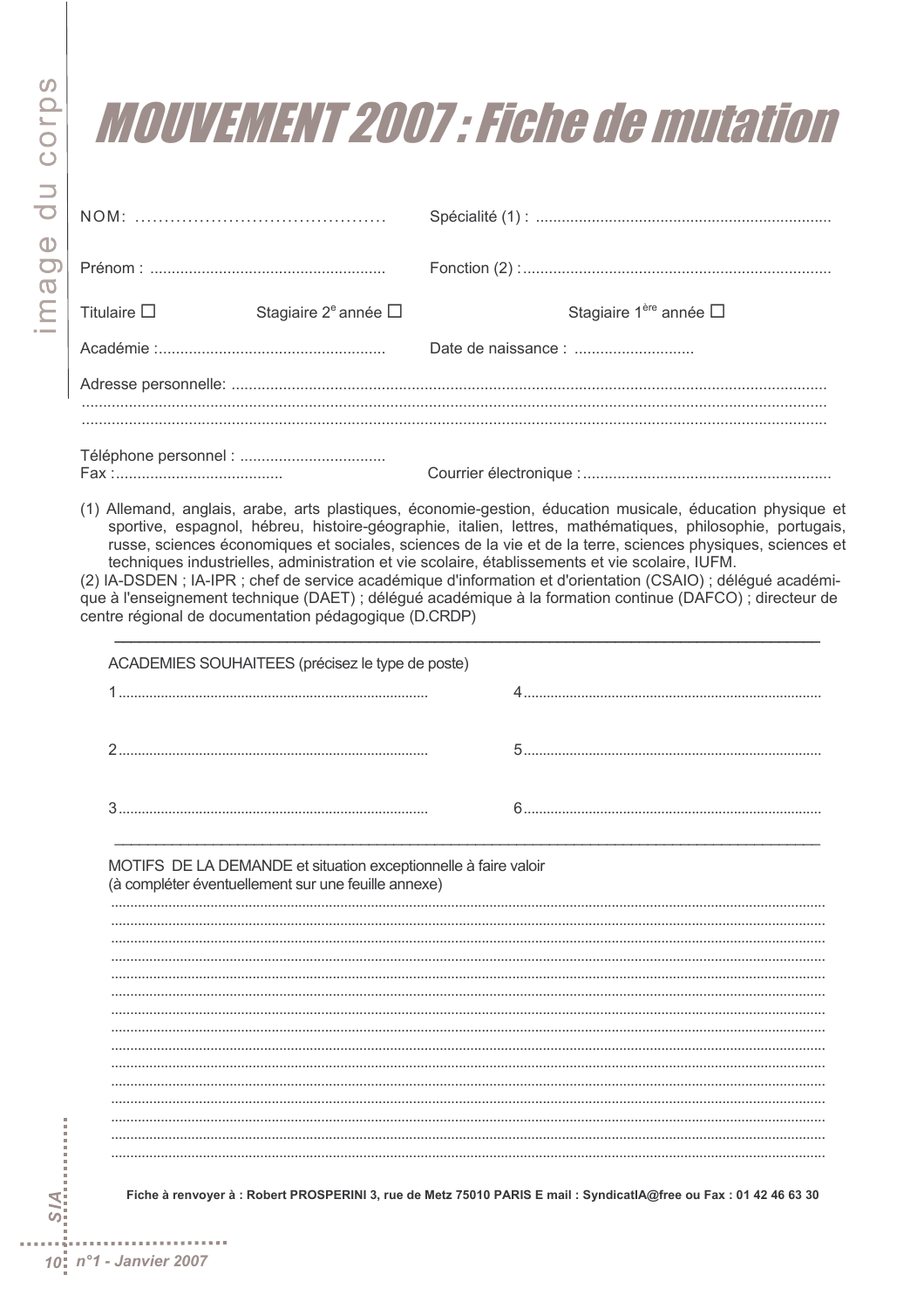# MOUVEMENT 2007 : Fiche de mutation

NOM: ..........................................

Spécialité (1) : ....................................................................

Prénom : ......................................................

Fonction (2) : .......................................................................

Titulaire ☐ Stagiaire 2e année ☐ Stagiaire 1ère année ☐

Académie :.....................................................

Date de naissance : ............................

Adresse personnelle: .........................................................................................................................................
..........................................................................................................................................................................
..........................................................................................................................................................................

Téléphone personnel : ..................................

Fax :.......................................

Courrier électronique : ..........................................................

(1) Allemand, anglais, arabe, arts plastiques, économie-gestion, éducation musicale, éducation physique et sportive, espagnol, hébreu, histoire-géographie, italien, lettres, mathématiques, philosophie, portugais, russe, sciences économiques et sociales, sciences de la vie et de la terre, sciences physiques, sciences et techniques industrielles, administration et vie scolaire, établissements et vie scolaire, IUFM.

(2) IA-DSDEN ; IA-IPR ; chef de service académique d'information et d'orientation (CSAIO) ; délégué académique à l'enseignement technique (DAET) ; délégué académique à la formation continue (DAFCO) ; directeur de centre régional de documentation pédagogique (D.CRDP)

---

ACADEMIES SOUHAITEES (précisez le type de poste)

1...............................................................................

2...............................................................................

3...............................................................................

4............................................................................

5............................................................................

6............................................................................

---

MOTIFS DE LA DEMANDE et situation exceptionnelle à faire valoir
(à compléter éventuellement sur une feuille annexe)

..........................................................................................................................................................................
..........................................................................................................................................................................
..........................................................................................................................................................................
..........................................................................................................................................................................
..........................................................................................................................................................................
..........................................................................................................................................................................
..........................................................................................................................................................................
..........................................................................................................................................................................
..........................................................................................................................................................................
..........................................................................................................................................................................
..........................................................................................................................................................................
..........................................................................................................................................................................
..........................................................................................................................................................................
..........................................................................................................................................................................
..........................................................................................................................................................................

**Fiche à renvoyer à : Robert PROSPERINI 3, rue de Metz 75010 PARIS E mail : SyndicatIA@free ou Fax : 01 42 46 63 30**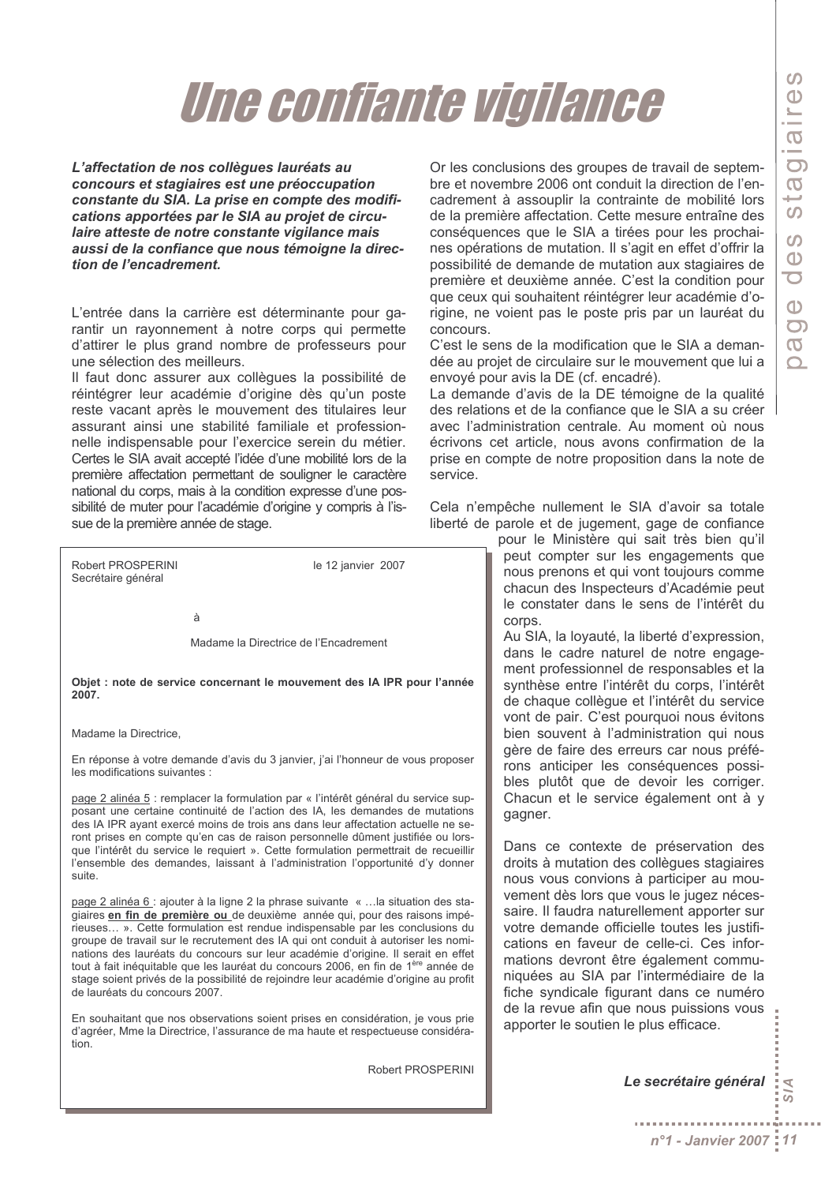# Une confiante vigilance

***L'affectation de nos collègues lauréats au concours et stagiaires est une préoccupation constante du SIA. La prise en compte des modifications apportées par le SIA au projet de circulaire atteste de notre constante vigilance mais aussi de la confiance que nous témoigne la direction de l'encadrement.***

L'entrée dans la carrière est déterminante pour garantir un rayonnement à notre corps qui permette d'attirer le plus grand nombre de professeurs pour une sélection des meilleurs.

Il faut donc assurer aux collègues la possibilité de réintégrer leur académie d'origine dès qu'un poste reste vacant après le mouvement des titulaires leur assurant ainsi une stabilité familiale et professionnelle indispensable pour l'exercice serein du métier. Certes le SIA avait accepté l'idée d'une mobilité lors de la première affectation permettant de souligner le caractère national du corps, mais à la condition expresse d'une possibilité de muter pour l'académie d'origine y compris à l'issue de la première année de stage.

Or les conclusions des groupes de travail de septembre et novembre 2006 ont conduit la direction de l'encadrement à assouplir la contrainte de mobilité lors de la première affectation. Cette mesure entraîne des conséquences que le SIA a tirées pour les prochaines opérations de mutation. Il s'agit en effet d'offrir la possibilité de demande de mutation aux stagiaires de première et deuxième année. C'est la condition pour que ceux qui souhaitent réintégrer leur académie d'origine, ne voient pas le poste pris par un lauréat du concours.

C'est le sens de la modification que le SIA a demandée au projet de circulaire sur le mouvement que lui a envoyé pour avis la DE (cf. encadré).

La demande d'avis de la DE témoigne de la qualité des relations et de la confiance que le SIA a su créer avec l'administration centrale. Au moment où nous écrivons cet article, nous avons confirmation de la prise en compte de notre proposition dans la note de service.

Cela n'empêche nullement le SIA d'avoir sa totale liberté de parole et de jugement, gage de confiance pour le Ministère qui sait très bien qu'il peut compter sur les engagements que nous prenons et qui vont toujours comme chacun des Inspecteurs d'Académie peut le constater dans le sens de l'intérêt du corps.

Au SIA, la loyauté, la liberté d'expression, dans le cadre naturel de notre engagement professionnel de responsables et la synthèse entre l'intérêt du corps, l'intérêt de chaque collègue et l'intérêt du service vont de pair. C'est pourquoi nous évitons bien souvent à l'administration qui nous gère de faire des erreurs car nous préférons anticiper les conséquences possibles plutôt que de devoir les corriger. Chacun et le service également ont à y gagner.

Dans ce contexte de préservation des droits à mutation des collègues stagiaires nous vous convions à participer au mouvement dès lors que vous le jugez nécessaire. Il faudra naturellement apporter sur votre demande officielle toutes les justifications en faveur de celle-ci. Ces informations devront être également communiquées au SIA par l'intermédiaire de la fiche syndicale figurant dans ce numéro de la revue afin que nous puissions vous apporter le soutien le plus efficace.

***Le secrétaire général***

---

Robert PROSPERINI
Secrétaire général

le 12 janvier 2007

à

Madame la Directrice de l'Encadrement

**Objet : note de service concernant le mouvement des IA IPR pour l'année 2007.**

Madame la Directrice,

En réponse à votre demande d'avis du 3 janvier, j'ai l'honneur de vous proposer les modifications suivantes :

page 2 alinéa 5 : remplacer la formulation par « l'intérêt général du service supposant une certaine continuité de l'action des IA, les demandes de mutations des IA IPR ayant exercé moins de trois ans dans leur affectation actuelle ne seront prises en compte qu'en cas de raison personnelle dûment justifiée ou lorsque l'intérêt du service le requiert ». Cette formulation permettrait de recueillir l'ensemble des demandes, laissant à l'administration l'opportunité d'y donner suite.

page 2 alinéa 6 : ajouter à la ligne 2 la phrase suivante « …la situation des stagiaires **en fin de première ou** de deuxième année qui, pour des raisons impérieuses… ». Cette formulation est rendue indispensable par les conclusions du groupe de travail sur le recrutement des IA qui ont conduit à autoriser les nominations des lauréats du concours sur leur académie d'origine. Il serait en effet tout à fait inéquitable que les lauréat du concours 2006, en fin de 1ère année de stage soient privés de la possibilité de rejoindre leur académie d'origine au profit de lauréats du concours 2007.

En souhaitant que nos observations soient prises en considération, je vous prie d'agréer, Mme la Directrice, l'assurance de ma haute et respectueuse considération.

Robert PROSPERINI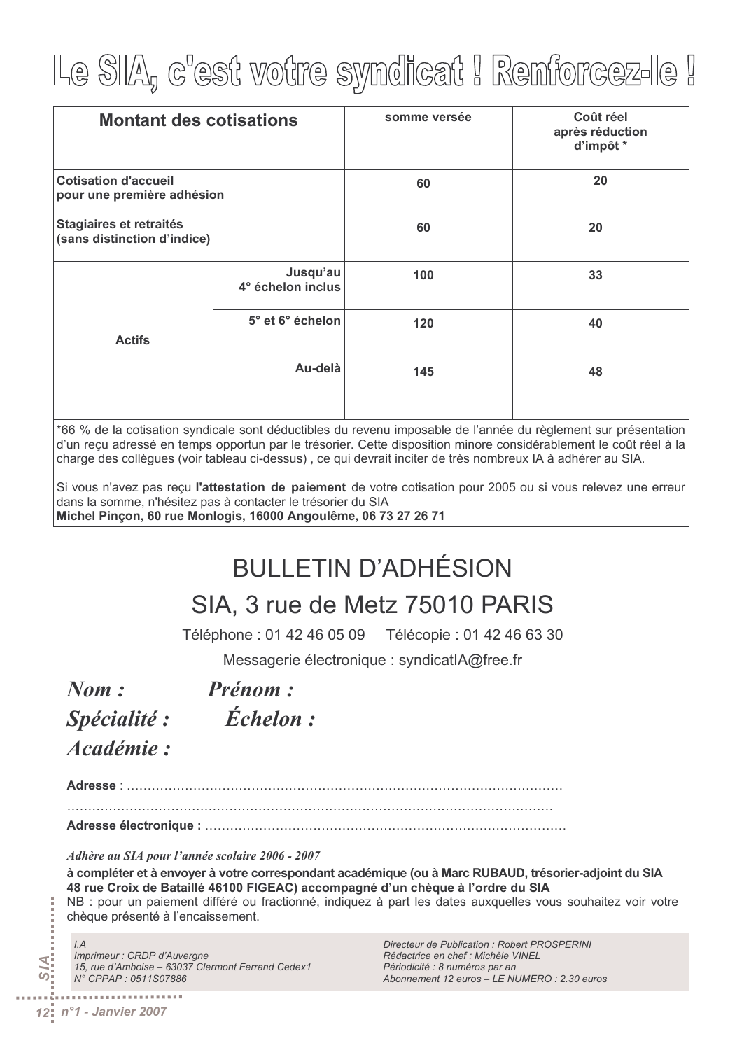# Le SIA, c'est votre syndicat ! Renforcez-le !

| Montant des cotisations | | somme versée | Coût réel après réduction d'impôt * |
|---|---|---|---|
| Cotisation d'accueil pour une première adhésion | | 60 | 20 |
| Stagiaires et retraités (sans distinction d'indice) | | 60 | 20 |
| Actifs | Jusqu'au 4° échelon inclus | 100 | 33 |
| | 5° et 6° échelon | 120 | 40 |
| | Au-delà | 145 | 48 |

*66 % de la cotisation syndicale sont déductibles du revenu imposable de l'année du règlement sur présentation d'un reçu adressé en temps opportun par le trésorier. Cette disposition minore considérablement le coût réel à la charge des collègues (voir tableau ci-dessus) , ce qui devrait inciter de très nombreux IA à adhérer au SIA.

Si vous n'avez pas reçu **l'attestation de paiement** de votre cotisation pour 2005 ou si vous relevez une erreur dans la somme, n'hésitez pas à contacter le trésorier du SIA
**Michel Pinçon, 60 rue Monlogis, 16000 Angoulême, 06 73 27 26 71**

## BULLETIN D'ADHÉSION

## SIA, 3 rue de Metz 75010 PARIS

Téléphone : 01 42 46 05 09 Télécopie : 01 42 46 63 30

Messagerie électronique : syndicatIA@free.fr

***Nom :*** ***Prénom :***

***Spécialité :*** ***Échelon :***

***Académie :***

**Adresse** : ………………………………………………………………………………………………

………………………………………………………………………………………………………

**Adresse électronique :** ………………………………………………………………………

*Adhère au SIA pour l'année scolaire 2006 - 2007*

**à compléter et à envoyer à votre correspondant académique (ou à Marc RUBAUD, trésorier-adjoint du SIA 48 rue Croix de Bataillé 46100 FIGEAC) accompagné d'un chèque à l'ordre du SIA**

NB : pour un paiement différé ou fractionné, indiquez à part les dates auxquelles vous souhaitez voir votre chèque présenté à l'encaissement.

*I.A*
*Imprimeur : CRDP d'Auvergne*
*15, rue d'Amboise – 63037 Clermont Ferrand Cedex1*
*N° CPPAP : 0511S07886*

*Directeur de Publication : Robert PROSPERINI*
*Rédactrice en chef : Michèle VINEL*
*Périodicité : 8 numéros par an*
*Abonnement 12 euros – LE NUMERO : 2.30 euros*